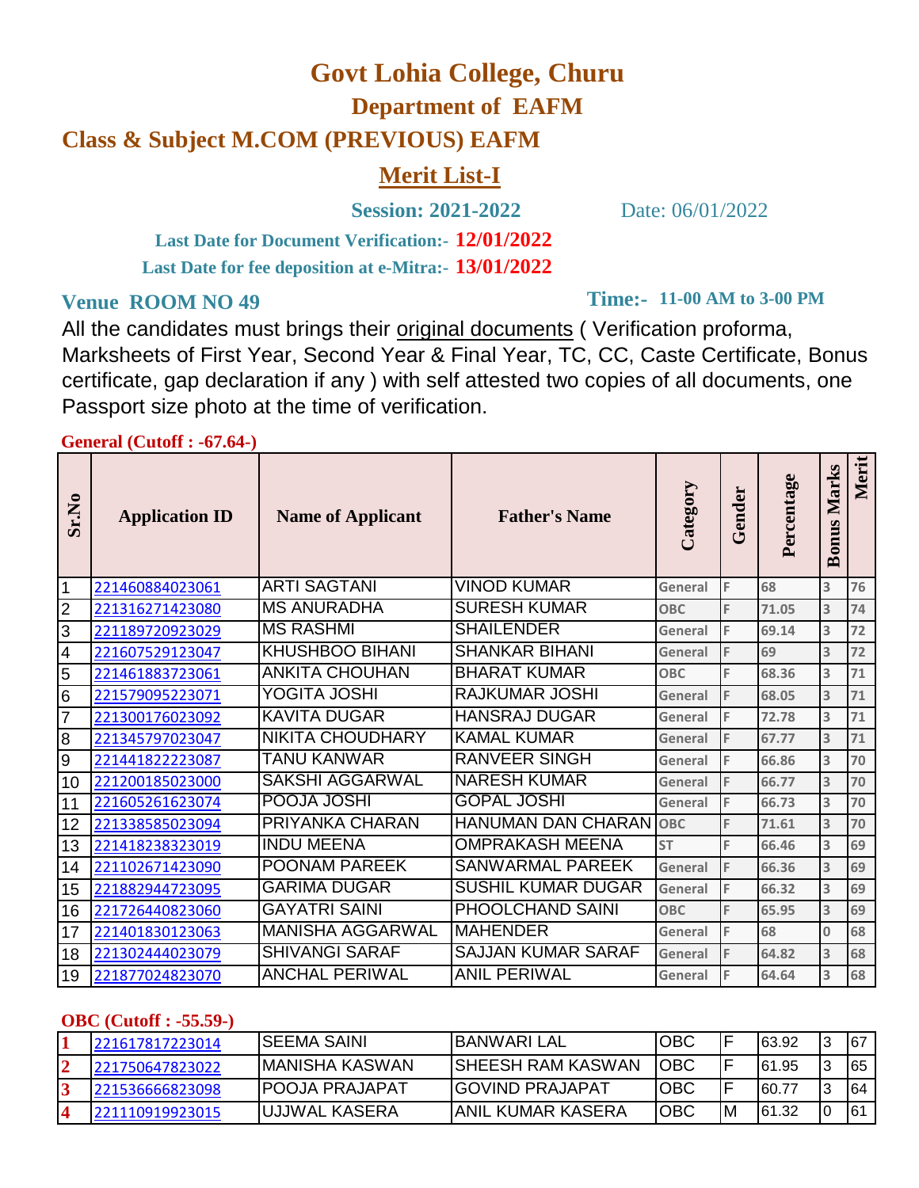# Govt Lohia College, Churu

## Department of EAFM

## Class & Subject M.COM (PREVIOUS) EAFM

## Merit List-I

**Session: 2021-2022** Date: 06/01/2022

**Last Date for Document Verification:- 12/01/2022**

**Last Date for fee deposition at e-Mitra:- 13/01/2022**

**Venue ROOM NO 49** **Time:- 11-00 AM to 3-00 PM**

All the candidates must brings their original documents ( Verification proforma, Marksheets of First Year, Second Year & Final Year, TC, CC, Caste Certificate, Bonus certificate, gap declaration if any ) with self attested two copies of all documents, one Passport size photo at the time of verification.

**General (Cutoff : -67.64-)**

| Sr.No | Application ID | Name of Applicant | Father's Name | Category | Gender | Percentage | Bonus Marks | Merit |
|---|---|---|---|---|---|---|---|---|
| 1 | 221460884023061 | ARTI SAGTANI | VINOD KUMAR | General | F | 68 | 3 | 76 |
| 2 | 221316271423080 | MS ANURADHA | SURESH KUMAR | OBC | F | 71.05 | 3 | 74 |
| 3 | 221189720923029 | MS RASHMI | SHAILENDER | General | F | 69.14 | 3 | 72 |
| 4 | 221607529123047 | KHUSHBOO BIHANI | SHANKAR BIHANI | General | F | 69 | 3 | 72 |
| 5 | 221461883723061 | ANKITA CHOUHAN | BHARAT KUMAR | OBC | F | 68.36 | 3 | 71 |
| 6 | 221579095223071 | YOGITA JOSHI | RAJKUMAR JOSHI | General | F | 68.05 | 3 | 71 |
| 7 | 221300176023092 | KAVITA DUGAR | HANSRAJ DUGAR | General | F | 72.78 | 3 | 71 |
| 8 | 221345797023047 | NIKITA CHOUDHARY | KAMAL KUMAR | General | F | 67.77 | 3 | 71 |
| 9 | 221441822223087 | TANU KANWAR | RANVEER SINGH | General | F | 66.86 | 3 | 70 |
| 10 | 221200185023000 | SAKSHI AGGARWAL | NARESH KUMAR | General | F | 66.77 | 3 | 70 |
| 11 | 221605261623074 | POOJA JOSHI | GOPAL JOSHI | General | F | 66.73 | 3 | 70 |
| 12 | 221338585023094 | PRIYANKA CHARAN | HANUMAN DAN CHARAN | OBC | F | 71.61 | 3 | 70 |
| 13 | 221418238323019 | INDU MEENA | OMPRAKASH MEENA | ST | F | 66.46 | 3 | 69 |
| 14 | 221102671423090 | POONAM PAREEK | SANWARMAL PAREEK | General | F | 66.36 | 3 | 69 |
| 15 | 221882944723095 | GARIMA DUGAR | SUSHIL KUMAR DUGAR | General | F | 66.32 | 3 | 69 |
| 16 | 221726440823060 | GAYATRI SAINI | PHOOLCHAND SAINI | OBC | F | 65.95 | 3 | 69 |
| 17 | 221401830123063 | MANISHA AGGARWAL | MAHENDER | General | F | 68 | 0 | 68 |
| 18 | 221302444023079 | SHIVANGI SARAF | SAJJAN KUMAR SARAF | General | F | 64.82 | 3 | 68 |
| 19 | 221877024823070 | ANCHAL PERIWAL | ANIL PERIWAL | General | F | 64.64 | 3 | 68 |

**OBC (Cutoff : -55.59-)**

| Sr.No | Application ID | Name of Applicant | Father's Name | Category | Gender | Percentage | Bonus Marks | Merit |
|---|---|---|---|---|---|---|---|---|
| 1 | 221617817223014 | SEEMA SAINI | BANWARI LAL | OBC | F | 63.92 | 3 | 67 |
| 2 | 221750647823022 | MANISHA KASWAN | SHEESH RAM KASWAN | OBC | F | 61.95 | 3 | 65 |
| 3 | 221536666823098 | POOJA PRAJAPAT | GOVIND PRAJAPAT | OBC | F | 60.77 | 3 | 64 |
| 4 | 221110919923015 | UJJWAL KASERA | ANIL KUMAR KASERA | OBC | M | 61.32 | 0 | 61 |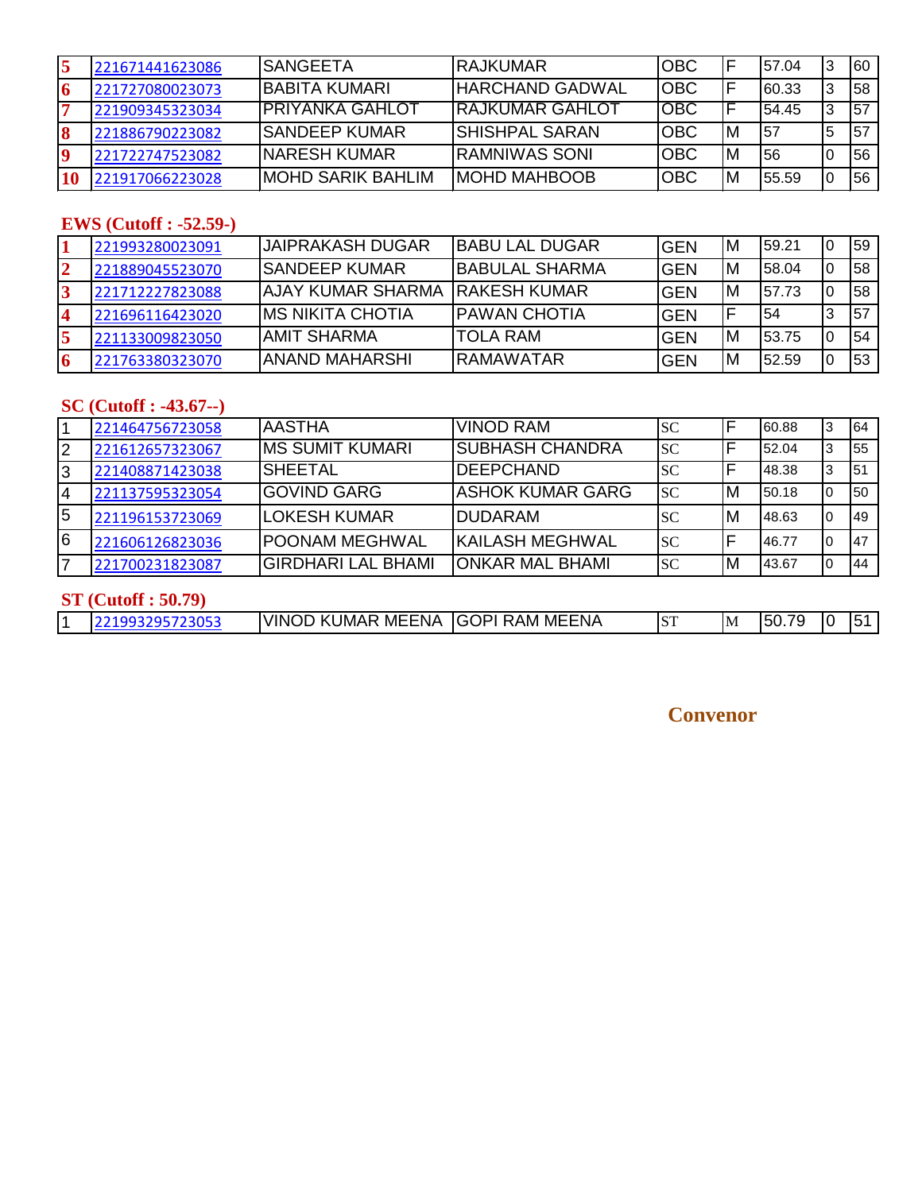| | | | | | | | | |
|---|---|---|---|---|---|---|---|---|
| 5 | 221671441623086 | SANGEETA | RAJKUMAR | OBC | F | 57.04 | 3 | 60 |
| 6 | 221727080023073 | BABITA KUMARI | HARCHAND GADWAL | OBC | F | 60.33 | 3 | 58 |
| 7 | 221909345323034 | PRIYANKA GAHLOT | RAJKUMAR GAHLOT | OBC | F | 54.45 | 3 | 57 |
| 8 | 221886790223082 | SANDEEP KUMAR | SHISHPAL SARAN | OBC | M | 57 | 5 | 57 |
| 9 | 221722747523082 | NARESH KUMAR | RAMNIWAS SONI | OBC | M | 56 | 0 | 56 |
| 10 | 221917066223028 | MOHD SARIK BAHLIM | MOHD MAHBOOB | OBC | M | 55.59 | 0 | 56 |

**EWS (Cutoff : -52.59-)**

| | | | | | | | | |
|---|---|---|---|---|---|---|---|---|
| 1 | 221993280023091 | JAIPRAKASH DUGAR | BABU LAL DUGAR | GEN | M | 59.21 | 0 | 59 |
| 2 | 221889045523070 | SANDEEP KUMAR | BABULAL SHARMA | GEN | M | 58.04 | 0 | 58 |
| 3 | 221712227823088 | AJAY KUMAR SHARMA | RAKESH KUMAR | GEN | M | 57.73 | 0 | 58 |
| 4 | 221696116423020 | MS NIKITA CHOTIA | PAWAN CHOTIA | GEN | F | 54 | 3 | 57 |
| 5 | 221133009823050 | AMIT SHARMA | TOLA RAM | GEN | M | 53.75 | 0 | 54 |
| 6 | 221763380323070 | ANAND MAHARSHI | RAMAWATAR | GEN | M | 52.59 | 0 | 53 |

**SC (Cutoff : -43.67--)**

| | | | | | | | | |
|---|---|---|---|---|---|---|---|---|
| 1 | 221464756723058 | AASTHA | VINOD RAM | SC | F | 60.88 | 3 | 64 |
| 2 | 221612657323067 | MS SUMIT KUMARI | SUBHASH CHANDRA | SC | F | 52.04 | 3 | 55 |
| 3 | 221408871423038 | SHEETAL | DEEPCHAND | SC | F | 48.38 | 3 | 51 |
| 4 | 221137595323054 | GOVIND GARG | ASHOK KUMAR GARG | SC | M | 50.18 | 0 | 50 |
| 5 | 221196153723069 | LOKESH KUMAR | DUDARAM | SC | M | 48.63 | 0 | 49 |
| 6 | 221606126823036 | POONAM MEGHWAL | KAILASH MEGHWAL | SC | F | 46.77 | 0 | 47 |
| 7 | 221700231823087 | GIRDHARI LAL BHAMI | ONKAR MAL BHAMI | SC | M | 43.67 | 0 | 44 |

**ST (Cutoff : 50.79)**

| | | | | | | | | |
|---|---|---|---|---|---|---|---|---|
| 1 | 221993295723053 | VINOD KUMAR MEENA | GOPI RAM MEENA | ST | M | 50.79 | 0 | 51 |

**Convenor**